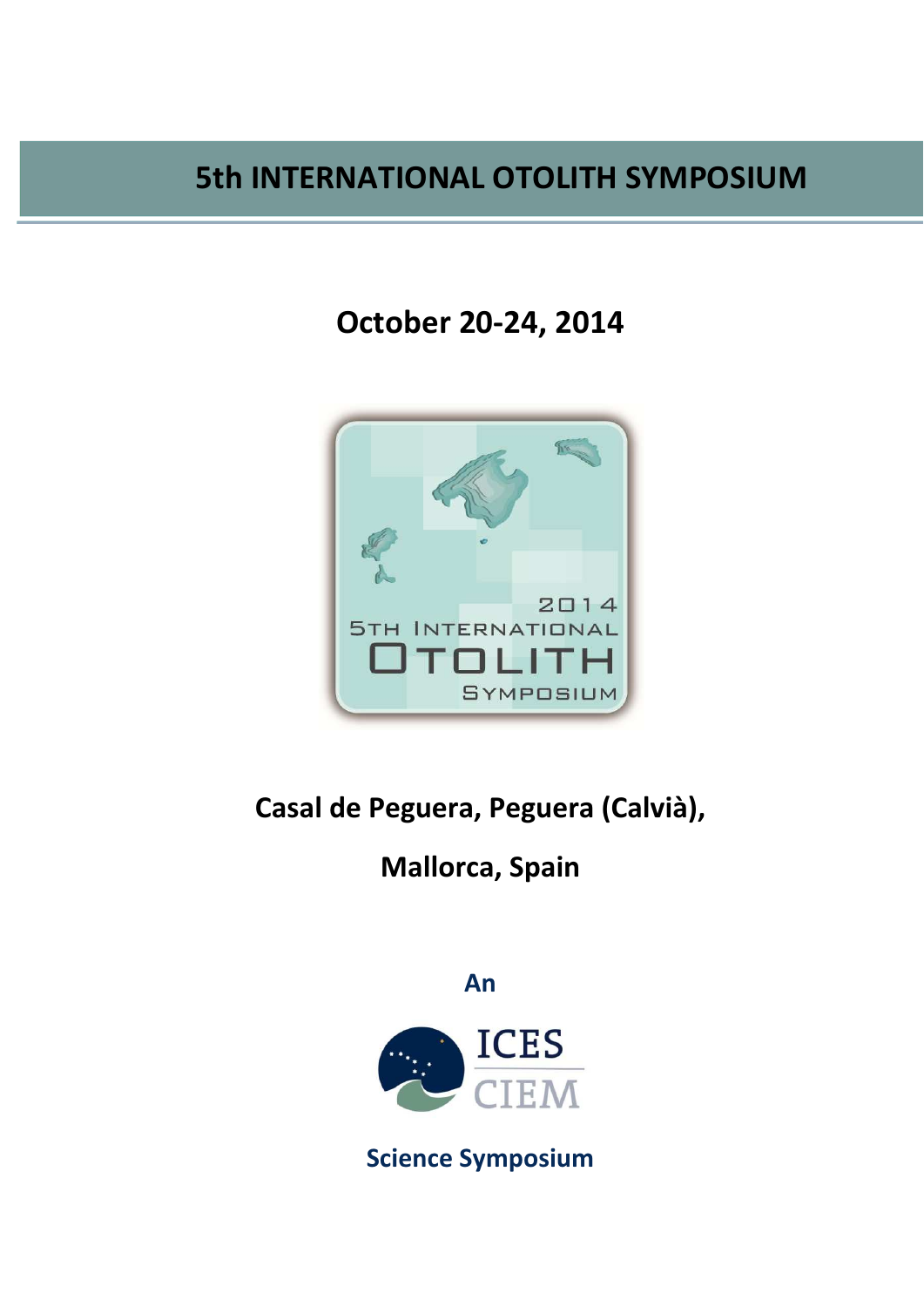# 5th INTERNATIONAL OTOLITH SYMPOSIUM

## October 20-24, 2014

**Casal de Peguera, Peguera (Calvià),**

**Mallorca, Spain**

**An**

**ICES CIEM**

**Science Symposium**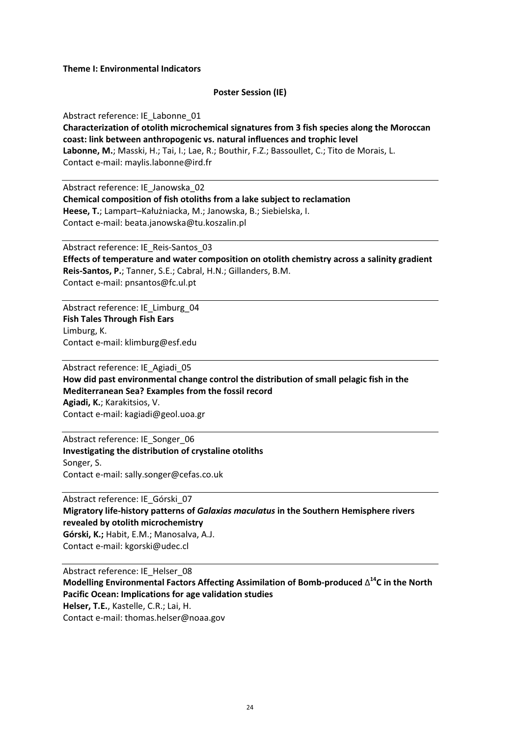**Theme I: Environmental Indicators**

**Poster Session (IE)**

Abstract reference: IE_Labonne_01
**Characterization of otolith microchemical signatures from 3 fish species along the Moroccan coast: link between anthropogenic vs. natural influences and trophic level**
**Labonne, M.**; Masski, H.; Tai, I.; Lae, R.; Bouthir, F.Z.; Bassoullet, C.; Tito de Morais, L.
Contact e-mail: maylis.labonne@ird.fr

---

Abstract reference: IE_Janowska_02
**Chemical composition of fish otoliths from a lake subject to reclamation**
**Heese, T.**; Lampart–Kałużniacka, M.; Janowska, B.; Siebielska, I.
Contact e-mail: beata.janowska@tu.koszalin.pl

---

Abstract reference: IE_Reis-Santos_03
**Effects of temperature and water composition on otolith chemistry across a salinity gradient**
**Reis-Santos, P.**; Tanner, S.E.; Cabral, H.N.; Gillanders, B.M.
Contact e-mail: pnsantos@fc.ul.pt

---

Abstract reference: IE_Limburg_04
**Fish Tales Through Fish Ears**
Limburg, K.
Contact e-mail: klimburg@esf.edu

---

Abstract reference: IE_Agiadi_05
**How did past environmental change control the distribution of small pelagic fish in the Mediterranean Sea? Examples from the fossil record**
**Agiadi, K.**; Karakitsios, V.
Contact e-mail: kagiadi@geol.uoa.gr

---

Abstract reference: IE_Songer_06
**Investigating the distribution of crystaline otoliths**
Songer, S.
Contact e-mail: sally.songer@cefas.co.uk

---

Abstract reference: IE_Górski_07
**Migratory life-history patterns of *Galaxias maculatus* in the Southern Hemisphere rivers revealed by otolith microchemistry**
**Górski, K.;** Habit, E.M.; Manosalva, A.J.
Contact e-mail: kgorski@udec.cl

---

Abstract reference: IE_Helser_08
**Modelling Environmental Factors Affecting Assimilation of Bomb-produced $\Delta^{14}C$ in the North Pacific Ocean: Implications for age validation studies**
**Helser, T.E.**, Kastelle, C.R.; Lai, H.
Contact e-mail: thomas.helser@noaa.gov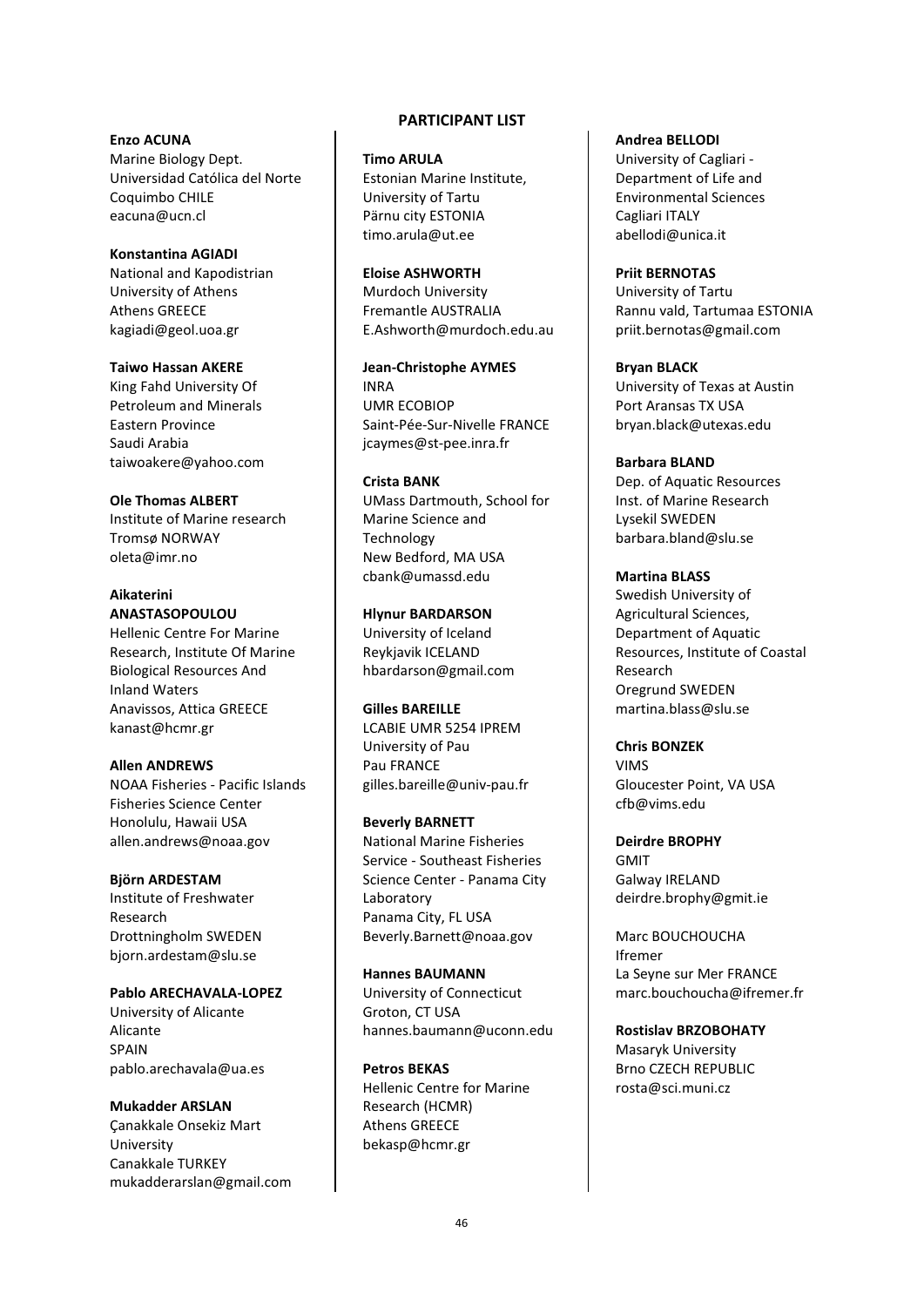## PARTICIPANT LIST

**Enzo ACUNA**
Marine Biology Dept.
Universidad Católica del Norte
Coquimbo CHILE
eacuna@ucn.cl

**Konstantina AGIADI**
National and Kapodistrian University of Athens
Athens GREECE
kagiadi@geol.uoa.gr

**Taiwo Hassan AKERE**
King Fahd University Of Petroleum and Minerals
Eastern Province
Saudi Arabia
taiwoakere@yahoo.com

**Ole Thomas ALBERT**
Institute of Marine research
Tromsø NORWAY
oleta@imr.no

**Aikaterini ANASTASOPOULOU**
Hellenic Centre For Marine Research, Institute Of Marine Biological Resources And Inland Waters
Anavissos, Attica GREECE
kanast@hcmr.gr

**Allen ANDREWS**
NOAA Fisheries - Pacific Islands Fisheries Science Center
Honolulu, Hawaii USA
allen.andrews@noaa.gov

**Björn ARDESTAM**
Institute of Freshwater Research
Drottningholm SWEDEN
bjorn.ardestam@slu.se

**Pablo ARECHAVALA-LOPEZ**
University of Alicante
Alicante
SPAIN
pablo.arechavala@ua.es

**Mukadder ARSLAN**
Çanakkale Onsekiz Mart University
Canakkale TURKEY
mukadderarslan@gmail.com

**Timo ARULA**
Estonian Marine Institute, University of Tartu
Pärnu city ESTONIA
timo.arula@ut.ee

**Eloise ASHWORTH**
Murdoch University
Fremantle AUSTRALIA
E.Ashworth@murdoch.edu.au

**Jean-Christophe AYMES**
INRA
UMR ECOBIOP
Saint-Pée-Sur-Nivelle FRANCE
jcaymes@st-pee.inra.fr

**Crista BANK**
UMass Dartmouth, School for Marine Science and Technology
New Bedford, MA USA
cbank@umassd.edu

**Hlynur BARDARSON**
University of Iceland
Reykjavik ICELAND
hbardarson@gmail.com

**Gilles BAREILLE**
LCABIE UMR 5254 IPREM
University of Pau
Pau FRANCE
gilles.bareille@univ-pau.fr

**Beverly BARNETT**
National Marine Fisheries Service - Southeast Fisheries Science Center - Panama City Laboratory
Panama City, FL USA
Beverly.Barnett@noaa.gov

**Hannes BAUMANN**
University of Connecticut
Groton, CT USA
hannes.baumann@uconn.edu

**Petros BEKAS**
Hellenic Centre for Marine Research (HCMR)
Athens GREECE
bekasp@hcmr.gr

**Andrea BELLODI**
University of Cagliari - Department of Life and Environmental Sciences
Cagliari ITALY
abellodi@unica.it

**Priit BERNOTAS**
University of Tartu
Rannu vald, Tartumaa ESTONIA
priit.bernotas@gmail.com

**Bryan BLACK**
University of Texas at Austin
Port Aransas TX USA
bryan.black@utexas.edu

**Barbara BLAND**
Dep. of Aquatic Resources
Inst. of Marine Research
Lysekil SWEDEN
barbara.bland@slu.se

**Martina BLASS**
Swedish University of Agricultural Sciences, Department of Aquatic Resources, Institute of Coastal Research
Oregrund SWEDEN
martina.blass@slu.se

**Chris BONZEK**
VIMS
Gloucester Point, VA USA
cfb@vims.edu

**Deirdre BROPHY**
GMIT
Galway IRELAND
deirdre.brophy@gmit.ie

Marc BOUCHOUCHA
Ifremer
La Seyne sur Mer FRANCE
marc.bouchoucha@ifremer.fr

**Rostislav BRZOBOHATY**
Masaryk University
Brno CZECH REPUBLIC
rosta@sci.muni.cz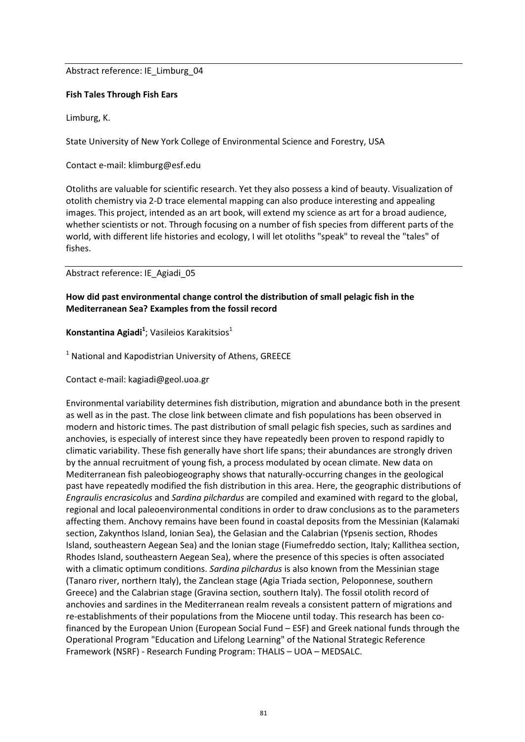Abstract reference: IE_Limburg_04

**Fish Tales Through Fish Ears**

Limburg, K.

State University of New York College of Environmental Science and Forestry, USA

Contact e-mail: klimburg@esf.edu

Otoliths are valuable for scientific research. Yet they also possess a kind of beauty. Visualization of otolith chemistry via 2-D trace elemental mapping can also produce interesting and appealing images. This project, intended as an art book, will extend my science as art for a broad audience, whether scientists or not. Through focusing on a number of fish species from different parts of the world, with different life histories and ecology, I will let otoliths "speak" to reveal the "tales" of fishes.

---

Abstract reference: IE_Agiadi_05

**How did past environmental change control the distribution of small pelagic fish in the Mediterranean Sea? Examples from the fossil record**

**Konstantina Agiadi**[1]; Vasileios Karakitsios[1]

[1] National and Kapodistrian University of Athens, GREECE

Contact e-mail: kagiadi@geol.uoa.gr

Environmental variability determines fish distribution, migration and abundance both in the present as well as in the past. The close link between climate and fish populations has been observed in modern and historic times. The past distribution of small pelagic fish species, such as sardines and anchovies, is especially of interest since they have repeatedly been proven to respond rapidly to climatic variability. These fish generally have short life spans; their abundances are strongly driven by the annual recruitment of young fish, a process modulated by ocean climate. New data on Mediterranean fish paleobiogeography shows that naturally-occurring changes in the geological past have repeatedly modified the fish distribution in this area. Here, the geographic distributions of *Engraulis encrasicolus* and *Sardina pilchardus* are compiled and examined with regard to the global, regional and local paleoenvironmental conditions in order to draw conclusions as to the parameters affecting them. Anchovy remains have been found in coastal deposits from the Messinian (Kalamaki section, Zakynthos Island, Ionian Sea), the Gelasian and the Calabrian (Ypsenis section, Rhodes Island, southeastern Aegean Sea) and the Ionian stage (Fiumefreddo section, Italy; Kallithea section, Rhodes Island, southeastern Aegean Sea), where the presence of this species is often associated with a climatic optimum conditions. *Sardina pilchardus* is also known from the Messinian stage (Tanaro river, northern Italy), the Zanclean stage (Agia Triada section, Peloponnese, southern Greece) and the Calabrian stage (Gravina section, southern Italy). The fossil otolith record of anchovies and sardines in the Mediterranean realm reveals a consistent pattern of migrations and re-establishments of their populations from the Miocene until today. This research has been co-financed by the European Union (European Social Fund – ESF) and Greek national funds through the Operational Program "Education and Lifelong Learning" of the National Strategic Reference Framework (NSRF) - Research Funding Program: THALIS – UOA – MEDSALC.